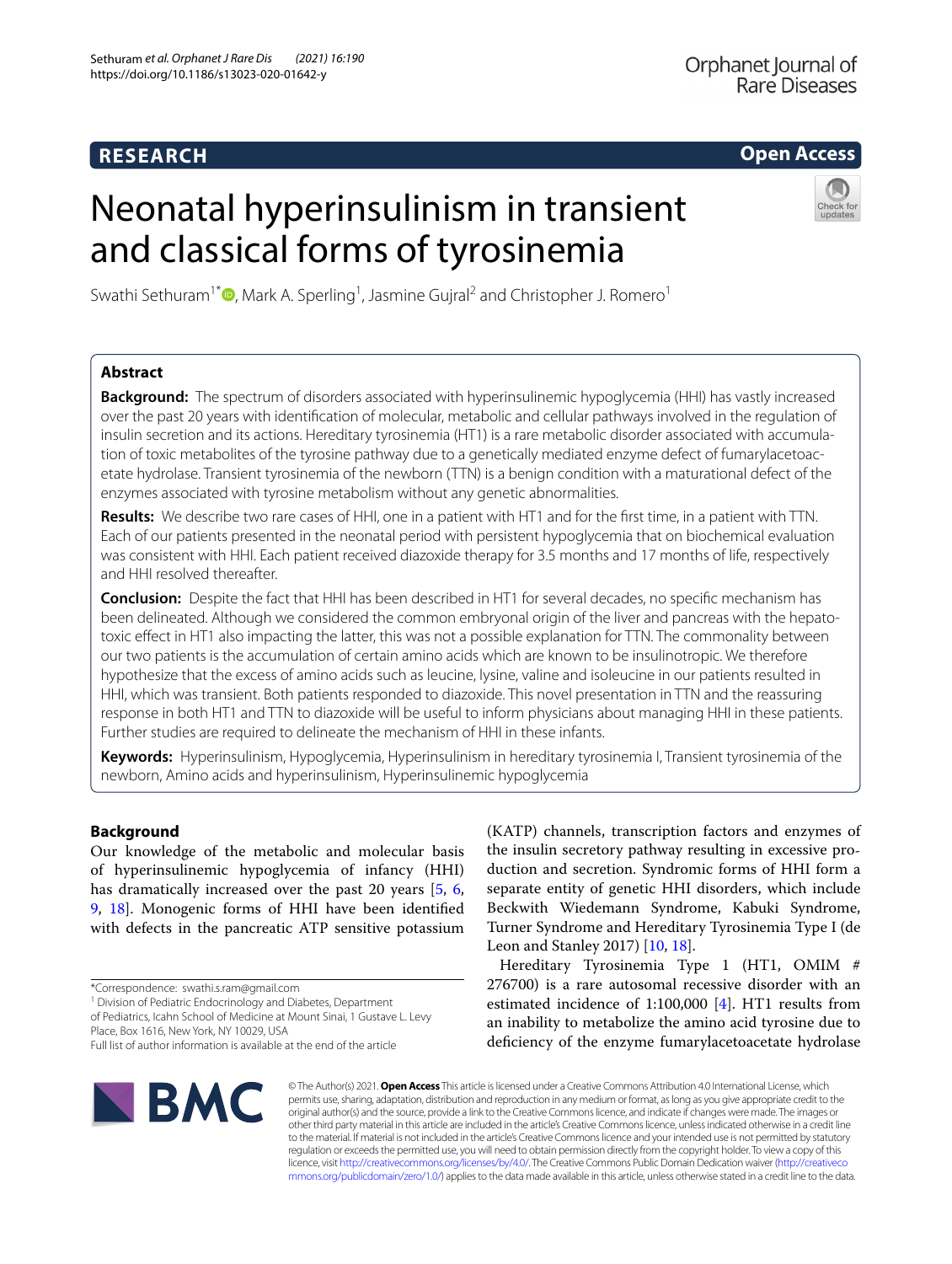RESEARCH

Open Access

# Neonatal hyperinsulinism in transient and classical forms of tyrosinemia

Swathi Sethuram[1*], Mark A. Sperling[1], Jasmine Gujral[2] and Christopher J. Romero[1]

## Abstract

**Background:** The spectrum of disorders associated with hyperinsulinemic hypoglycemia (HHI) has vastly increased over the past 20 years with identification of molecular, metabolic and cellular pathways involved in the regulation of insulin secretion and its actions. Hereditary tyrosinemia (HT1) is a rare metabolic disorder associated with accumulation of toxic metabolites of the tyrosine pathway due to a genetically mediated enzyme defect of fumarylacetoacetate hydrolase. Transient tyrosinemia of the newborn (TTN) is a benign condition with a maturational defect of the enzymes associated with tyrosine metabolism without any genetic abnormalities.

**Results:** We describe two rare cases of HHI, one in a patient with HT1 and for the first time, in a patient with TTN. Each of our patients presented in the neonatal period with persistent hypoglycemia that on biochemical evaluation was consistent with HHI. Each patient received diazoxide therapy for 3.5 months and 17 months of life, respectively and HHI resolved thereafter.

**Conclusion:** Despite the fact that HHI has been described in HT1 for several decades, no specific mechanism has been delineated. Although we considered the common embryonal origin of the liver and pancreas with the hepatotoxic effect in HT1 also impacting the latter, this was not a possible explanation for TTN. The commonality between our two patients is the accumulation of certain amino acids which are known to be insulinotropic. We therefore hypothesize that the excess of amino acids such as leucine, lysine, valine and isoleucine in our patients resulted in HHI, which was transient. Both patients responded to diazoxide. This novel presentation in TTN and the reassuring response in both HT1 and TTN to diazoxide will be useful to inform physicians about managing HHI in these patients. Further studies are required to delineate the mechanism of HHI in these infants.

**Keywords:** Hyperinsulinism, Hypoglycemia, Hyperinsulinism in hereditary tyrosinemia I, Transient tyrosinemia of the newborn, Amino acids and hyperinsulinism, Hyperinsulinemic hypoglycemia

## Background

Our knowledge of the metabolic and molecular basis of hyperinsulinemic hypoglycemia of infancy (HHI) has dramatically increased over the past 20 years [5, 6, 9, 18]. Monogenic forms of HHI have been identified with defects in the pancreatic ATP sensitive potassium (KATP) channels, transcription factors and enzymes of the insulin secretory pathway resulting in excessive production and secretion. Syndromic forms of HHI form a separate entity of genetic HHI disorders, which include Beckwith Wiedemann Syndrome, Kabuki Syndrome, Turner Syndrome and Hereditary Tyrosinemia Type I (de Leon and Stanley 2017) [10, 18].

Hereditary Tyrosinemia Type 1 (HT1, OMIM # 276700) is a rare autosomal recessive disorder with an estimated incidence of 1:100,000 [4]. HT1 results from an inability to metabolize the amino acid tyrosine due to deficiency of the enzyme fumarylacetoacetate hydrolase

*Correspondence: swathi.s.ram@gmail.com
[1] Division of Pediatric Endocrinology and Diabetes, Department of Pediatrics, Icahn School of Medicine at Mount Sinai, 1 Gustave L. Levy Place, Box 1616, New York, NY 10029, USA
Full list of author information is available at the end of the article

© The Author(s) 2021. **Open Access** This article is licensed under a Creative Commons Attribution 4.0 International License, which permits use, sharing, adaptation, distribution and reproduction in any medium or format, as long as you give appropriate credit to the original author(s) and the source, provide a link to the Creative Commons licence, and indicate if changes were made. The images or other third party material in this article are included in the article's Creative Commons licence, unless indicated otherwise in a credit line to the material. If material is not included in the article's Creative Commons licence and your intended use is not permitted by statutory regulation or exceeds the permitted use, you will need to obtain permission directly from the copyright holder. To view a copy of this licence, visit http://creativecommons.org/licenses/by/4.0/. The Creative Commons Public Domain Dedication waiver (http://creativecommons.org/publicdomain/zero/1.0/) applies to the data made available in this article, unless otherwise stated in a credit line to the data.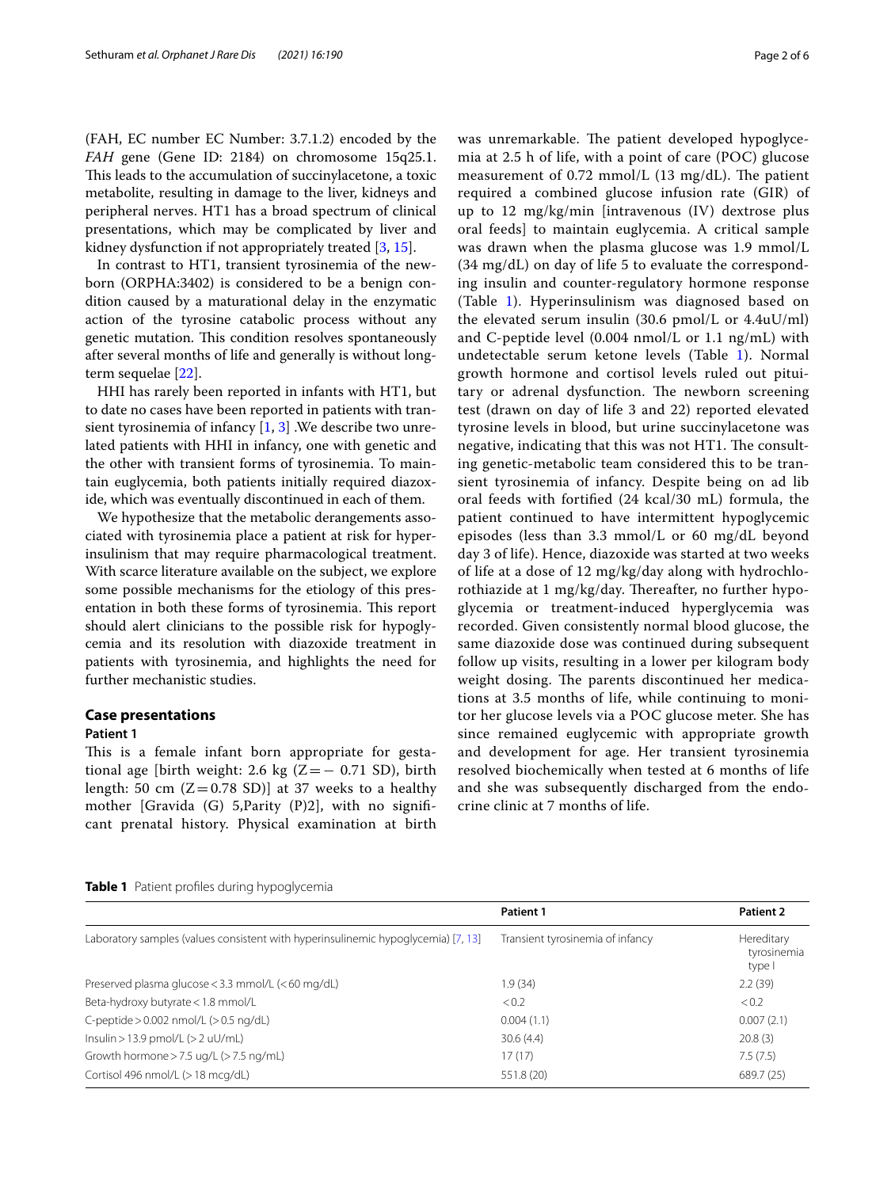(FAH, EC number EC Number: 3.7.1.2) encoded by the *FAH* gene (Gene ID: 2184) on chromosome 15q25.1. This leads to the accumulation of succinylacetone, a toxic metabolite, resulting in damage to the liver, kidneys and peripheral nerves. HT1 has a broad spectrum of clinical presentations, which may be complicated by liver and kidney dysfunction if not appropriately treated [3, 15].

In contrast to HT1, transient tyrosinemia of the newborn (ORPHA:3402) is considered to be a benign condition caused by a maturational delay in the enzymatic action of the tyrosine catabolic process without any genetic mutation. This condition resolves spontaneously after several months of life and generally is without long-term sequelae [22].

HHI has rarely been reported in infants with HT1, but to date no cases have been reported in patients with transient tyrosinemia of infancy [1, 3] .We describe two unrelated patients with HHI in infancy, one with genetic and the other with transient forms of tyrosinemia. To maintain euglycemia, both patients initially required diazoxide, which was eventually discontinued in each of them.

We hypothesize that the metabolic derangements associated with tyrosinemia place a patient at risk for hyperinsulinism that may require pharmacological treatment. With scarce literature available on the subject, we explore some possible mechanisms for the etiology of this presentation in both these forms of tyrosinemia. This report should alert clinicians to the possible risk for hypoglycemia and its resolution with diazoxide treatment in patients with tyrosinemia, and highlights the need for further mechanistic studies.

## Case presentations

### Patient 1

This is a female infant born appropriate for gestational age [birth weight: 2.6 kg (Z = − 0.71 SD), birth length: 50 cm (Z = 0.78 SD)] at 37 weeks to a healthy mother [Gravida (G) 5,Parity (P)2], with no significant prenatal history. Physical examination at birth was unremarkable. The patient developed hypoglycemia at 2.5 h of life, with a point of care (POC) glucose measurement of 0.72 mmol/L (13 mg/dL). The patient required a combined glucose infusion rate (GIR) of up to 12 mg/kg/min [intravenous (IV) dextrose plus oral feeds] to maintain euglycemia. A critical sample was drawn when the plasma glucose was 1.9 mmol/L (34 mg/dL) on day of life 5 to evaluate the corresponding insulin and counter-regulatory hormone response (Table 1). Hyperinsulinism was diagnosed based on the elevated serum insulin (30.6 pmol/L or 4.4uU/ml) and C-peptide level (0.004 nmol/L or 1.1 ng/mL) with undetectable serum ketone levels (Table 1). Normal growth hormone and cortisol levels ruled out pituitary or adrenal dysfunction. The newborn screening test (drawn on day of life 3 and 22) reported elevated tyrosine levels in blood, but urine succinylacetone was negative, indicating that this was not HT1. The consulting genetic-metabolic team considered this to be transient tyrosinemia of infancy. Despite being on ad lib oral feeds with fortified (24 kcal/30 mL) formula, the patient continued to have intermittent hypoglycemic episodes (less than 3.3 mmol/L or 60 mg/dL beyond day 3 of life). Hence, diazoxide was started at two weeks of life at a dose of 12 mg/kg/day along with hydrochlorothiazide at 1 mg/kg/day. Thereafter, no further hypoglycemia or treatment-induced hyperglycemia was recorded. Given consistently normal blood glucose, the same diazoxide dose was continued during subsequent follow up visits, resulting in a lower per kilogram body weight dosing. The parents discontinued her medications at 3.5 months of life, while continuing to monitor her glucose levels via a POC glucose meter. She has since remained euglycemic with appropriate growth and development for age. Her transient tyrosinemia resolved biochemically when tested at 6 months of life and she was subsequently discharged from the endocrine clinic at 7 months of life.

**Table 1** Patient profiles during hypoglycemia

| | Patient 1 | Patient 2 |
|---|---|---|
| Laboratory samples (values consistent with hyperinsulinemic hypoglycemia) [7, 13] | Transient tyrosinemia of infancy | Hereditary tyrosinemia type I |
| Preserved plasma glucose < 3.3 mmol/L (< 60 mg/dL) | 1.9 (34) | 2.2 (39) |
| Beta-hydroxy butyrate < 1.8 mmol/L | < 0.2 | < 0.2 |
| C-peptide > 0.002 nmol/L (> 0.5 ng/dL) | 0.004 (1.1) | 0.007 (2.1) |
| Insulin > 13.9 pmol/L (> 2 uU/mL) | 30.6 (4.4) | 20.8 (3) |
| Growth hormone > 7.5 ug/L (> 7.5 ng/mL) | 17 (17) | 7.5 (7.5) |
| Cortisol 496 nmol/L (> 18 mcg/dL) | 551.8 (20) | 689.7 (25) |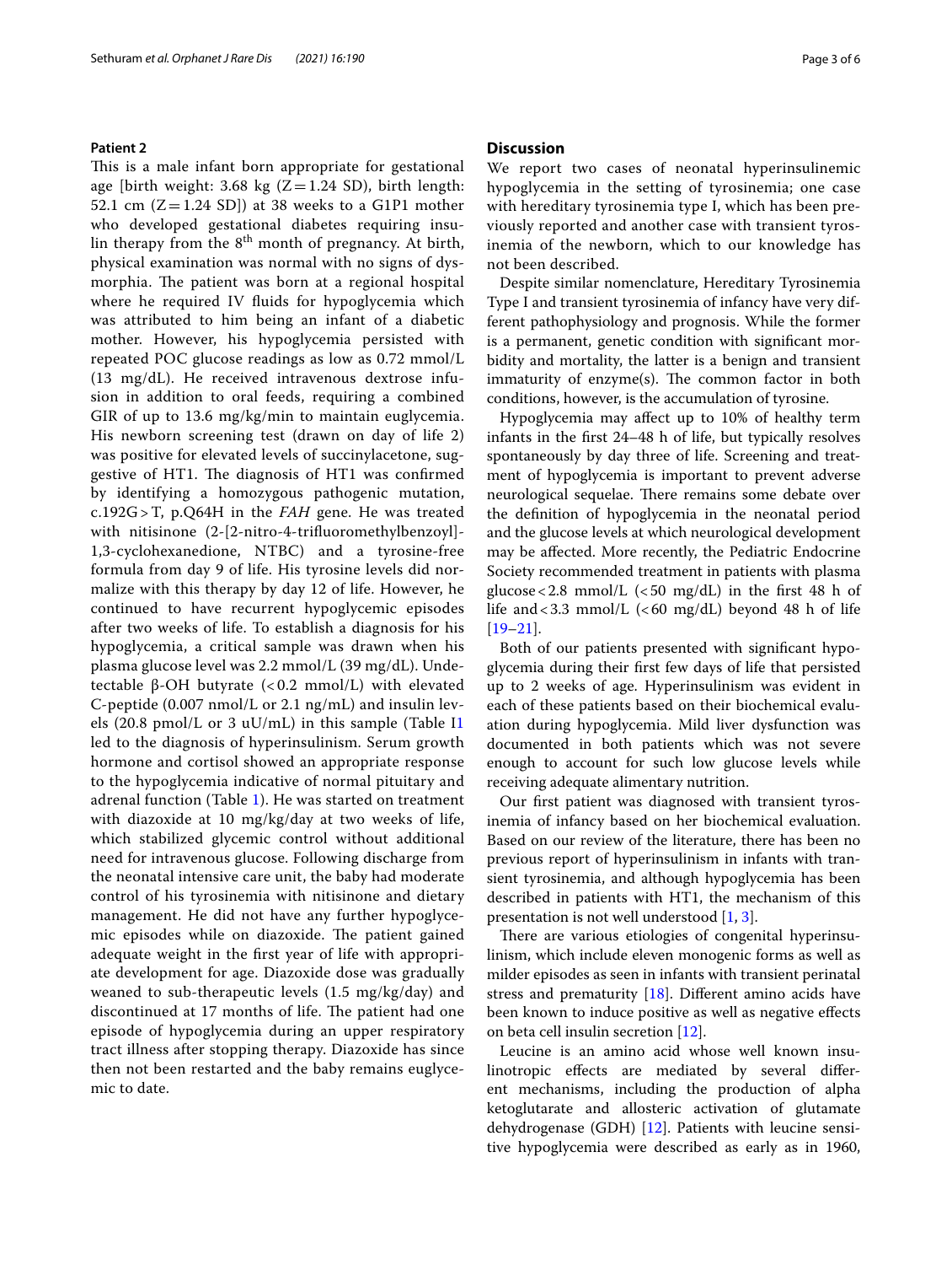### Patient 2

This is a male infant born appropriate for gestational age [birth weight: 3.68 kg (Z = 1.24 SD), birth length: 52.1 cm (Z = 1.24 SD)] at 38 weeks to a G1P1 mother who developed gestational diabetes requiring insulin therapy from the 8$^{th}$ month of pregnancy. At birth, physical examination was normal with no signs of dysmorphia. The patient was born at a regional hospital where he required IV fluids for hypoglycemia which was attributed to him being an infant of a diabetic mother. However, his hypoglycemia persisted with repeated POC glucose readings as low as 0.72 mmol/L (13 mg/dL). He received intravenous dextrose infusion in addition to oral feeds, requiring a combined GIR of up to 13.6 mg/kg/min to maintain euglycemia. His newborn screening test (drawn on day of life 2) was positive for elevated levels of succinylacetone, suggestive of HT1. The diagnosis of HT1 was confirmed by identifying a homozygous pathogenic mutation, c.192G > T, p.Q64H in the *FAH* gene. He was treated with nitisinone (2-[2-nitro-4-trifluoromethylbenzoyl]-1,3-cyclohexanedione, NTBC) and a tyrosine-free formula from day 9 of life. His tyrosine levels did normalize with this therapy by day 12 of life. However, he continued to have recurrent hypoglycemic episodes after two weeks of life. To establish a diagnosis for his hypoglycemia, a critical sample was drawn when his plasma glucose level was 2.2 mmol/L (39 mg/dL). Undetectable β-OH butyrate (< 0.2 mmol/L) with elevated C-peptide (0.007 nmol/L or 2.1 ng/mL) and insulin levels (20.8 pmol/L or 3 uU/mL) in this sample (Table 1) led to the diagnosis of hyperinsulinism. Serum growth hormone and cortisol showed an appropriate response to the hypoglycemia indicative of normal pituitary and adrenal function (Table 1). He was started on treatment with diazoxide at 10 mg/kg/day at two weeks of life, which stabilized glycemic control without additional need for intravenous glucose. Following discharge from the neonatal intensive care unit, the baby had moderate control of his tyrosinemia with nitisinone and dietary management. He did not have any further hypoglycemic episodes while on diazoxide. The patient gained adequate weight in the first year of life with appropriate development for age. Diazoxide dose was gradually weaned to sub-therapeutic levels (1.5 mg/kg/day) and discontinued at 17 months of life. The patient had one episode of hypoglycemia during an upper respiratory tract illness after stopping therapy. Diazoxide has since then not been restarted and the baby remains euglycemic to date.

## Discussion

We report two cases of neonatal hyperinsulinemic hypoglycemia in the setting of tyrosinemia; one case with hereditary tyrosinemia type I, which has been previously reported and another case with transient tyrosinemia of the newborn, which to our knowledge has not been described.

Despite similar nomenclature, Hereditary Tyrosinemia Type I and transient tyrosinemia of infancy have very different pathophysiology and prognosis. While the former is a permanent, genetic condition with significant morbidity and mortality, the latter is a benign and transient immaturity of enzyme(s). The common factor in both conditions, however, is the accumulation of tyrosine.

Hypoglycemia may affect up to 10% of healthy term infants in the first 24–48 h of life, but typically resolves spontaneously by day three of life. Screening and treatment of hypoglycemia is important to prevent adverse neurological sequelae. There remains some debate over the definition of hypoglycemia in the neonatal period and the glucose levels at which neurological development may be affected. More recently, the Pediatric Endocrine Society recommended treatment in patients with plasma glucose < 2.8 mmol/L (< 50 mg/dL) in the first 48 h of life and < 3.3 mmol/L (< 60 mg/dL) beyond 48 h of life [19–21].

Both of our patients presented with significant hypoglycemia during their first few days of life that persisted up to 2 weeks of age. Hyperinsulinism was evident in each of these patients based on their biochemical evaluation during hypoglycemia. Mild liver dysfunction was documented in both patients which was not severe enough to account for such low glucose levels while receiving adequate alimentary nutrition.

Our first patient was diagnosed with transient tyrosinemia of infancy based on her biochemical evaluation. Based on our review of the literature, there has been no previous report of hyperinsulinism in infants with transient tyrosinemia, and although hypoglycemia has been described in patients with HT1, the mechanism of this presentation is not well understood [1, 3].

There are various etiologies of congenital hyperinsulinism, which include eleven monogenic forms as well as milder episodes as seen in infants with transient perinatal stress and prematurity [18]. Different amino acids have been known to induce positive as well as negative effects on beta cell insulin secretion [12].

Leucine is an amino acid whose well known insulinotropic effects are mediated by several different mechanisms, including the production of alpha ketoglutarate and allosteric activation of glutamate dehydrogenase (GDH) [12]. Patients with leucine sensitive hypoglycemia were described as early as in 1960,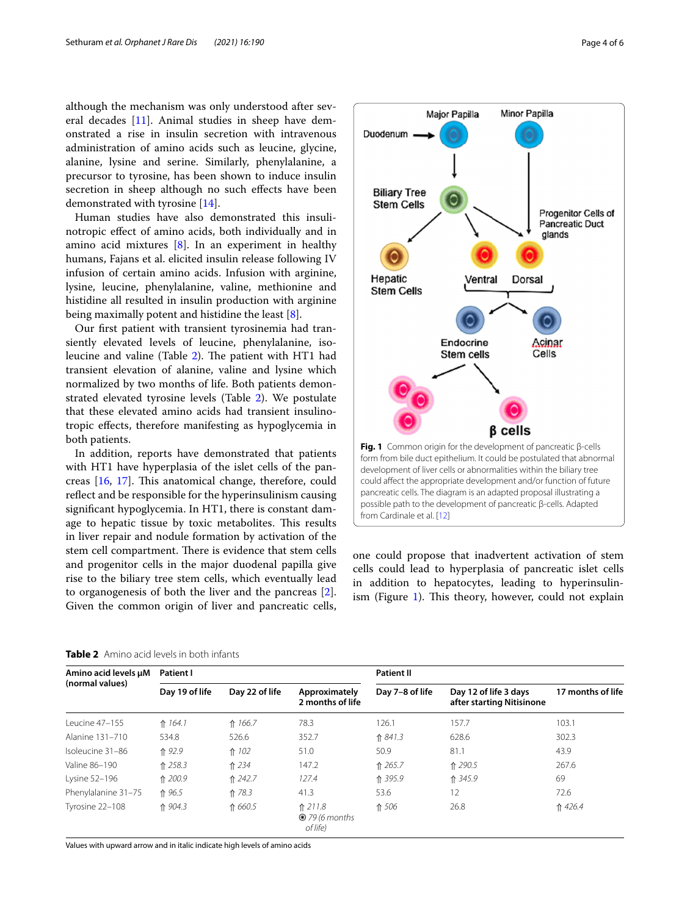although the mechanism was only understood after several decades [11]. Animal studies in sheep have demonstrated a rise in insulin secretion with intravenous administration of amino acids such as leucine, glycine, alanine, lysine and serine. Similarly, phenylalanine, a precursor to tyrosine, has been shown to induce insulin secretion in sheep although no such effects have been demonstrated with tyrosine [14].

Human studies have also demonstrated this insulinotropic effect of amino acids, both individually and in amino acid mixtures [8]. In an experiment in healthy humans, Fajans et al. elicited insulin release following IV infusion of certain amino acids. Infusion with arginine, lysine, leucine, phenylalanine, valine, methionine and histidine all resulted in insulin production with arginine being maximally potent and histidine the least [8].

Our first patient with transient tyrosinemia had transiently elevated levels of leucine, phenylalanine, isoleucine and valine (Table 2). The patient with HT1 had transient elevation of alanine, valine and lysine which normalized by two months of life. Both patients demonstrated elevated tyrosine levels (Table 2). We postulate that these elevated amino acids had transient insulinotropic effects, therefore manifesting as hypoglycemia in both patients.

In addition, reports have demonstrated that patients with HT1 have hyperplasia of the islet cells of the pancreas [16, 17]. This anatomical change, therefore, could reflect and be responsible for the hyperinsulinism causing significant hypoglycemia. In HT1, there is constant damage to hepatic tissue by toxic metabolites. This results in liver repair and nodule formation by activation of the stem cell compartment. There is evidence that stem cells and progenitor cells in the major duodenal papilla give rise to the biliary tree stem cells, which eventually lead to organogenesis of both the liver and the pancreas [2]. Given the common origin of liver and pancreatic cells, one could propose that inadvertent activation of stem cells could lead to hyperplasia of pancreatic islet cells in addition to hepatocytes, leading to hyperinsulinism (Figure 1). This theory, however, could not explain

**Fig. 1** Common origin for the development of pancreatic β-cells form from bile duct epithelium. It could be postulated that abnormal development of liver cells or abnormalities within the biliary tree could affect the appropriate development and/or function of future pancreatic cells. The diagram is an adapted proposal illustrating a possible path to the development of pancreatic β-cells. Adapted from Cardinale et al. [12]

**Table 2** Amino acid levels in both infants

| Amino acid levels μM (normal values) | Patient I | | | Patient II | | |
|---|---|---|---|---|---|---|
| | Day 19 of life | Day 22 of life | Approximately 2 months of life | Day 7–8 of life | Day 12 of life 3 days after starting Nitisinone | 17 months of life |
| Leucine 47–155 | ⇑ *164.1* | ⇑ *166.7* | 78.3 | 126.1 | 157.7 | 103.1 |
| Alanine 131–710 | 534.8 | 526.6 | 352.7 | ⇑ *841.3* | 628.6 | 302.3 |
| Isoleucine 31–86 | ⇑ *92.9* | ⇑ *102* | 51.0 | 50.9 | 81.1 | 43.9 |
| Valine 86–190 | ⇑ *258.3* | ⇑ *234* | 147.2 | ⇑ *265.7* | ⇑ *290.5* | 267.6 |
| Lysine 52–196 | ⇑ *200.9* | ⇑ *242.7* | *127.4* | ⇑ *395.9* | ⇑ *345.9* | 69 |
| Phenylalanine 31–75 | ⇑ *96.5* | ⇑ *78.3* | 41.3 | 53.6 | 12 | 72.6 |
| Tyrosine 22–108 | ⇑ *904.3* | ⇑ *660.5* | ⇑ *211.8* ⊛ *79 (6 months of life)* | ⇑ *506* | 26.8 | ⇑ *426.4* |

Values with upward arrow and in italic indicate high levels of amino acids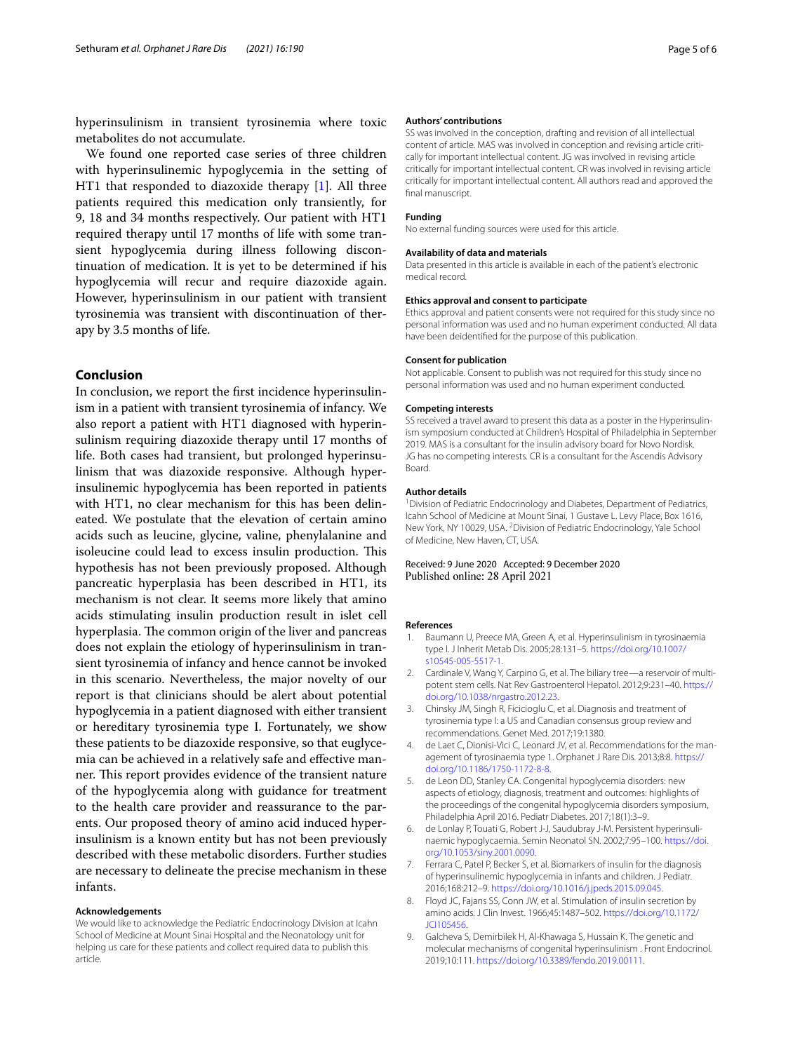hyperinsulinism in transient tyrosinemia where toxic metabolites do not accumulate.

We found one reported case series of three children with hyperinsulinemic hypoglycemia in the setting of HT1 that responded to diazoxide therapy [1]. All three patients required this medication only transiently, for 9, 18 and 34 months respectively. Our patient with HT1 required therapy until 17 months of life with some transient hypoglycemia during illness following discontinuation of medication. It is yet to be determined if his hypoglycemia will recur and require diazoxide again. However, hyperinsulinism in our patient with transient tyrosinemia was transient with discontinuation of therapy by 3.5 months of life.

## Conclusion

In conclusion, we report the first incidence hyperinsulinism in a patient with transient tyrosinemia of infancy. We also report a patient with HT1 diagnosed with hyperinsulinism requiring diazoxide therapy until 17 months of life. Both cases had transient, but prolonged hyperinsulinism that was diazoxide responsive. Although hyperinsulinemic hypoglycemia has been reported in patients with HT1, no clear mechanism for this has been delineated. We postulate that the elevation of certain amino acids such as leucine, glycine, valine, phenylalanine and isoleucine could lead to excess insulin production. This hypothesis has not been previously proposed. Although pancreatic hyperplasia has been described in HT1, its mechanism is not clear. It seems more likely that amino acids stimulating insulin production result in islet cell hyperplasia. The common origin of the liver and pancreas does not explain the etiology of hyperinsulinism in transient tyrosinemia of infancy and hence cannot be invoked in this scenario. Nevertheless, the major novelty of our report is that clinicians should be alert about potential hypoglycemia in a patient diagnosed with either transient or hereditary tyrosinemia type I. Fortunately, we show these patients to be diazoxide responsive, so that euglycemia can be achieved in a relatively safe and effective manner. This report provides evidence of the transient nature of the hypoglycemia along with guidance for treatment to the health care provider and reassurance to the parents. Our proposed theory of amino acid induced hyperinsulinism is a known entity but has not been previously described with these metabolic disorders. Further studies are necessary to delineate the precise mechanism in these infants.

### Acknowledgements

We would like to acknowledge the Pediatric Endocrinology Division at Icahn School of Medicine at Mount Sinai Hospital and the Neonatology unit for helping us care for these patients and collect required data to publish this article.

### Authors' contributions

SS was involved in the conception, drafting and revision of all intellectual content of article. MAS was involved in conception and revising article critically for important intellectual content. JG was involved in revising article critically for important intellectual content. CR was involved in revising article critically for important intellectual content. All authors read and approved the final manuscript.

### Funding

No external funding sources were used for this article.

### Availability of data and materials

Data presented in this article is available in each of the patient's electronic medical record.

### Ethics approval and consent to participate

Ethics approval and patient consents were not required for this study since no personal information was used and no human experiment conducted. All data have been deidentified for the purpose of this publication.

### Consent for publication

Not applicable. Consent to publish was not required for this study since no personal information was used and no human experiment conducted.

### Competing interests

SS received a travel award to present this data as a poster in the Hyperinsulinism symposium conducted at Children's Hospital of Philadelphia in September 2019. MAS is a consultant for the insulin advisory board for Novo Nordisk. JG has no competing interests. CR is a consultant for the Ascendis Advisory Board.

### Author details

[1]Division of Pediatric Endocrinology and Diabetes, Department of Pediatrics, Icahn School of Medicine at Mount Sinai, 1 Gustave L. Levy Place, Box 1616, New York, NY 10029, USA. [2]Division of Pediatric Endocrinology, Yale School of Medicine, New Haven, CT, USA.

Received: 9 June 2020 Accepted: 9 December 2020
Published online: 28 April 2021

### References

1. Baumann U, Preece MA, Green A, et al. Hyperinsulinism in tyrosinaemia type I. J Inherit Metab Dis. 2005;28:131–5. https://doi.org/10.1007/s10545-005-5517-1.
2. Cardinale V, Wang Y, Carpino G, et al. The biliary tree—a reservoir of multipotent stem cells. Nat Rev Gastroenterol Hepatol. 2012;9:231–40. https://doi.org/10.1038/nrgastro.2012.23.
3. Chinsky JM, Singh R, Ficicioglu C, et al. Diagnosis and treatment of tyrosinemia type I: a US and Canadian consensus group review and recommendations. Genet Med. 2017;19:1380.
4. de Laet C, Dionisi-Vici C, Leonard JV, et al. Recommendations for the management of tyrosinaemia type 1. Orphanet J Rare Dis. 2013;8:8. https://doi.org/10.1186/1750-1172-8-8.
5. de Leon DD, Stanley CA. Congenital hypoglycemia disorders: new aspects of etiology, diagnosis, treatment and outcomes: highlights of the proceedings of the congenital hypoglycemia disorders symposium, Philadelphia April 2016. Pediatr Diabetes. 2017;18(1):3–9.
6. de Lonlay P, Touati G, Robert J-J, Saudubray J-M. Persistent hyperinsulinaemic hypoglycaemia. Semin Neonatol SN. 2002;7:95–100. https://doi.org/10.1053/siny.2001.0090.
7. Ferrara C, Patel P, Becker S, et al. Biomarkers of insulin for the diagnosis of hyperinsulinemic hypoglycemia in infants and children. J Pediatr. 2016;168:212–9. https://doi.org/10.1016/j.jpeds.2015.09.045.
8. Floyd JC, Fajans SS, Conn JW, et al. Stimulation of insulin secretion by amino acids. J Clin Invest. 1966;45:1487–502. https://doi.org/10.1172/JCI105456.
9. Galcheva S, Demirbilek H, Al-Khawaga S, Hussain K. The genetic and molecular mechanisms of congenital hyperinsulinism . Front Endocrinol. 2019;10:111. https://doi.org/10.3389/fendo.2019.00111.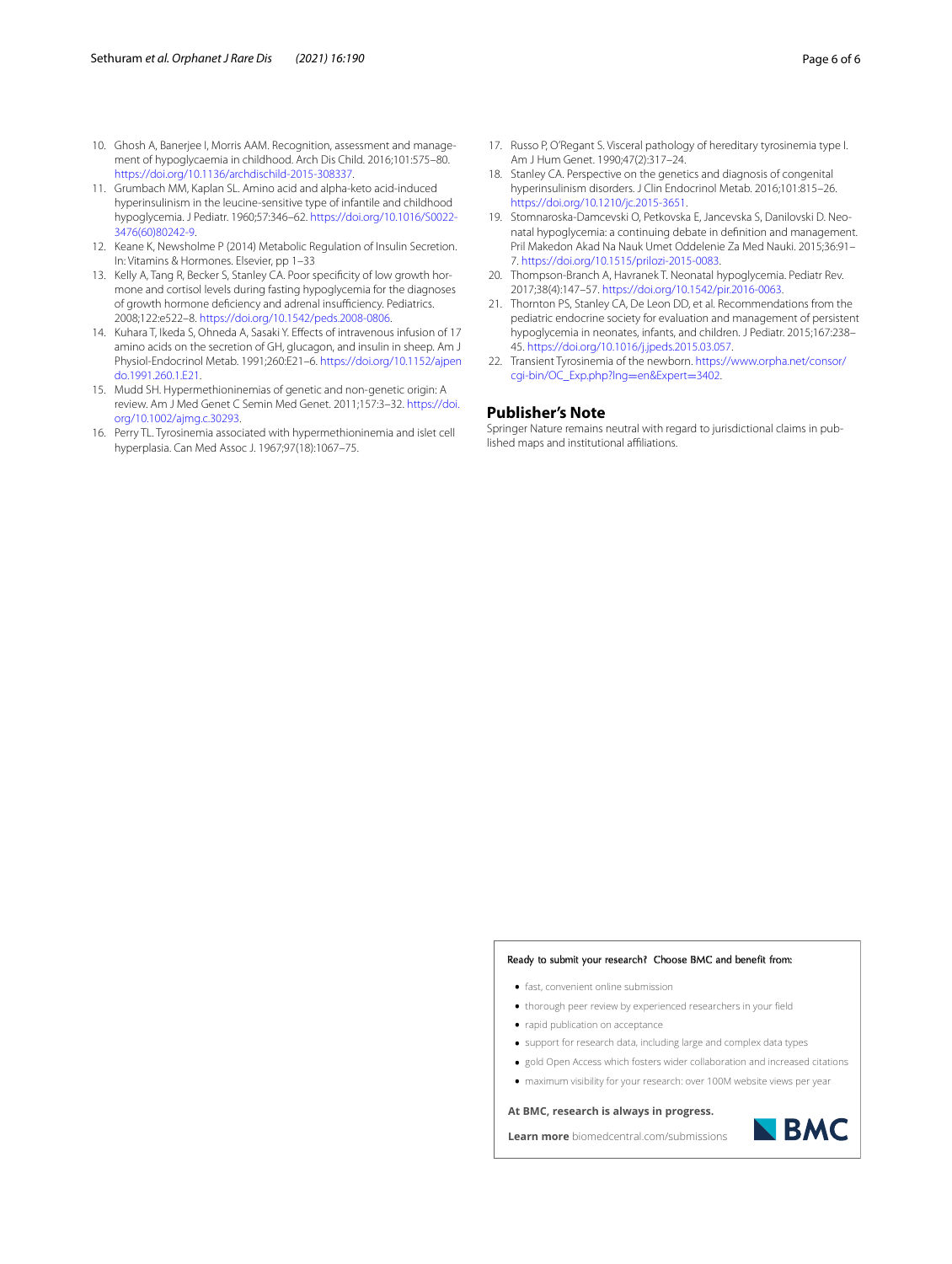10. Ghosh A, Banerjee I, Morris AAM. Recognition, assessment and management of hypoglycaemia in childhood. Arch Dis Child. 2016;101:575–80. https://doi.org/10.1136/archdischild-2015-308337.
11. Grumbach MM, Kaplan SL. Amino acid and alpha-keto acid-induced hyperinsulinism in the leucine-sensitive type of infantile and childhood hypoglycemia. J Pediatr. 1960;57:346–62. https://doi.org/10.1016/S0022-3476(60)80242-9.
12. Keane K, Newsholme P (2014) Metabolic Regulation of Insulin Secretion. In: Vitamins & Hormones. Elsevier, pp 1–33
13. Kelly A, Tang R, Becker S, Stanley CA. Poor specificity of low growth hormone and cortisol levels during fasting hypoglycemia for the diagnoses of growth hormone deficiency and adrenal insufficiency. Pediatrics. 2008;122:e522–8. https://doi.org/10.1542/peds.2008-0806.
14. Kuhara T, Ikeda S, Ohneda A, Sasaki Y. Effects of intravenous infusion of 17 amino acids on the secretion of GH, glucagon, and insulin in sheep. Am J Physiol-Endocrinol Metab. 1991;260:E21–6. https://doi.org/10.1152/ajpendo.1991.260.1.E21.
15. Mudd SH. Hypermethioninemias of genetic and non-genetic origin: A review. Am J Med Genet C Semin Med Genet. 2011;157:3–32. https://doi.org/10.1002/ajmg.c.30293.
16. Perry TL. Tyrosinemia associated with hypermethioninemia and islet cell hyperplasia. Can Med Assoc J. 1967;97(18):1067–75.
17. Russo P, O'Regant S. Visceral pathology of hereditary tyrosinemia type I. Am J Hum Genet. 1990;47(2):317–24.
18. Stanley CA. Perspective on the genetics and diagnosis of congenital hyperinsulinism disorders. J Clin Endocrinol Metab. 2016;101:815–26. https://doi.org/10.1210/jc.2015-3651.
19. Stomnaroska-Damcevski O, Petkovska E, Jancevska S, Danilovski D. Neonatal hypoglycemia: a continuing debate in definition and management. Pril Makedon Akad Na Nauk Umet Oddelenie Za Med Nauki. 2015;36:91–7. https://doi.org/10.1515/prilozi-2015-0083.
20. Thompson-Branch A, Havranek T. Neonatal hypoglycemia. Pediatr Rev. 2017;38(4):147–57. https://doi.org/10.1542/pir.2016-0063.
21. Thornton PS, Stanley CA, De Leon DD, et al. Recommendations from the pediatric endocrine society for evaluation and management of persistent hypoglycemia in neonates, infants, and children. J Pediatr. 2015;167:238–45. https://doi.org/10.1016/j.jpeds.2015.03.057.
22. Transient Tyrosinemia of the newborn. https://www.orpha.net/consor/cgi-bin/OC_Exp.php?lng=en&Expert=3402.

## Publisher's Note

Springer Nature remains neutral with regard to jurisdictional claims in published maps and institutional affiliations.

Ready to submit your research? Choose BMC and benefit from:

- fast, convenient online submission
- thorough peer review by experienced researchers in your field
- rapid publication on acceptance
- support for research data, including large and complex data types
- gold Open Access which fosters wider collaboration and increased citations
- maximum visibility for your research: over 100M website views per year

**At BMC, research is always in progress.**

**Learn more** biomedcentral.com/submissions

BMC